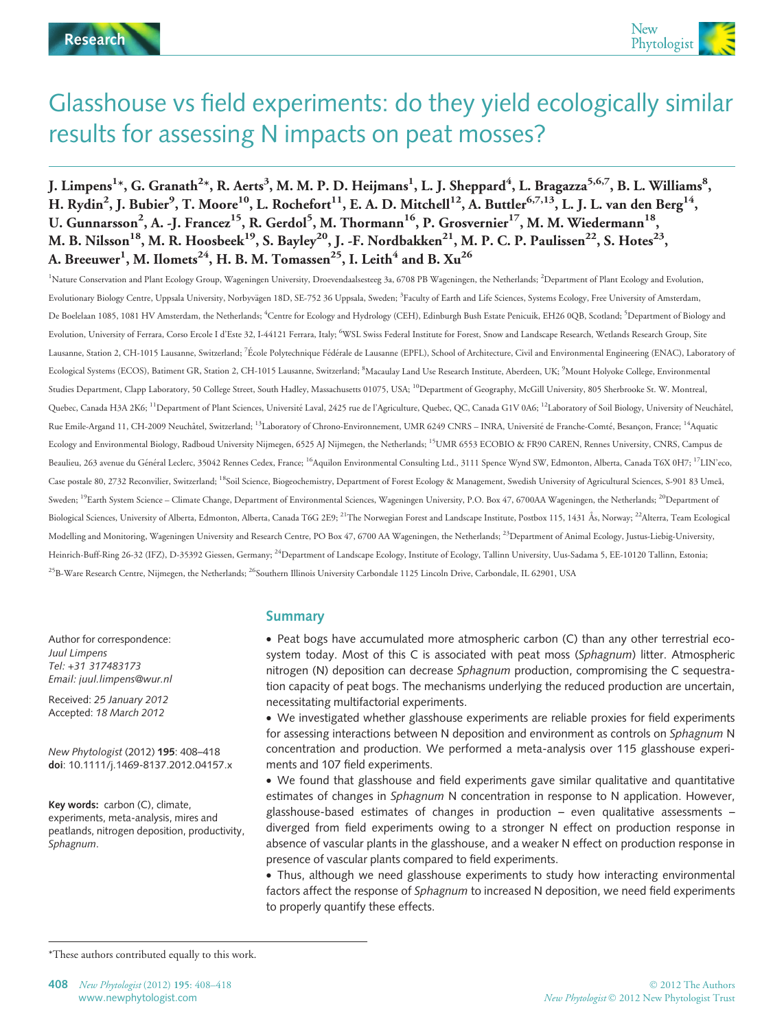Research

# Glasshouse vs field experiments: do they yield ecologically similar results for assessing N impacts on peat mosses?

**J. Limpens[1]\*, G. Granath[2]\*, R. Aerts[3], M. M. P. D. Heijmans[1], L. J. Sheppard[4], L. Bragazza[5,6,7], B. L. Williams[8], H. Rydin[2], J. Bubier[9], T. Moore[10], L. Rochefort[11], E. A. D. Mitchell[12], A. Buttler[6,7,13], L. J. L. van den Berg[14], U. Gunnarsson[2], A. -J. Francez[15], R. Gerdol[5], M. Thormann[16], P. Grosvernier[17], M. M. Wiedermann[18], M. B. Nilsson[18], M. R. Hoosbeek[19], S. Bayley[20], J. -F. Nordbakken[21], M. P. C. P. Paulissen[22], S. Hotes[23], A. Breeuwer[1], M. Ilomets[24], H. B. M. Tomassen[25], I. Leith[4] and B. Xu[26]**

[1]Nature Conservation and Plant Ecology Group, Wageningen University, Droevendaalsesteeg 3a, 6708 PB Wageningen, the Netherlands; [2]Department of Plant Ecology and Evolution, Evolutionary Biology Centre, Uppsala University, Norbyvägen 18D, SE-752 36 Uppsala, Sweden; [3]Faculty of Earth and Life Sciences, Systems Ecology, Free University of Amsterdam, De Boelelaan 1085, 1081 HV Amsterdam, the Netherlands; [4]Centre for Ecology and Hydrology (CEH), Edinburgh Bush Estate Penicuik, EH26 0QB, Scotland; [5]Department of Biology and Evolution, University of Ferrara, Corso Ercole I d'Este 32, I-44121 Ferrara, Italy; [6]WSL Swiss Federal Institute for Forest, Snow and Landscape Research, Wetlands Research Group, Site Lausanne, Station 2, CH-1015 Lausanne, Switzerland; [7]École Polytechnique Fédérale de Lausanne (EPFL), School of Architecture, Civil and Environmental Engineering (ENAC), Laboratory of Ecological Systems (ECOS), Batiment GR, Station 2, CH-1015 Lausanne, Switzerland; [8]Macaulay Land Use Research Institute, Aberdeen, UK; [9]Mount Holyoke College, Environmental Studies Department, Clapp Laboratory, 50 College Street, South Hadley, Massachusetts 01075, USA; [10]Department of Geography, McGill University, 805 Sherbrooke St. W. Montreal, Quebec, Canada H3A 2K6; [11]Department of Plant Sciences, Université Laval, 2425 rue de l'Agriculture, Quebec, QC, Canada G1V 0A6; [12]Laboratory of Soil Biology, University of Neuchâtel, Rue Emile-Argand 11, CH-2009 Neuchâtel, Switzerland; [13]Laboratory of Chrono-Environnement, UMR 6249 CNRS – INRA, Université de Franche-Comté, Besançon, France; [14]Aquatic Ecology and Environmental Biology, Radboud University Nijmegen, 6525 AJ Nijmegen, the Netherlands; [15]UMR 6553 ECOBIO & FR90 CAREN, Rennes University, CNRS, Campus de Beaulieu, 263 avenue du Général Leclerc, 35042 Rennes Cedex, France; [16]Aquilon Environmental Consulting Ltd., 3111 Spence Wynd SW, Edmonton, Alberta, Canada T6X 0H7; [17]LIN'eco, Case postale 80, 2732 Reconvilier, Switzerland; [18]Soil Science, Biogeochemistry, Department of Forest Ecology & Management, Swedish University of Agricultural Sciences, S-901 83 Umeå, Sweden; [19]Earth System Science – Climate Change, Department of Environmental Sciences, Wageningen University, P.O. Box 47, 6700AA Wageningen, the Netherlands; [20]Department of Biological Sciences, University of Alberta, Edmonton, Alberta, Canada T6G 2E9; [21]The Norwegian Forest and Landscape Institute, Postbox 115, 1431 Ås, Norway; [22]Alterra, Team Ecological Modelling and Monitoring, Wageningen University and Research Centre, PO Box 47, 6700 AA Wageningen, the Netherlands; [23]Department of Animal Ecology, Justus-Liebig-University, Heinrich-Buff-Ring 26-32 (IFZ), D-35392 Giessen, Germany; [24]Department of Landscape Ecology, Institute of Ecology, Tallinn University, Uus-Sadama 5, EE-10120 Tallinn, Estonia; [25]B-Ware Research Centre, Nijmegen, the Netherlands; [26]Southern Illinois University Carbondale 1125 Lincoln Drive, Carbondale, IL 62901, USA

Author for correspondence:
*Juul Limpens*
*Tel: +31 317483173*
*Email: juul.limpens@wur.nl*

Received: *25 January 2012*
Accepted: *18 March 2012*

*New Phytologist* (2012) **195**: 408–418
**doi**: 10.1111/j.1469-8137.2012.04157.x

**Key words:** carbon (C), climate, experiments, meta-analysis, mires and peatlands, nitrogen deposition, productivity, *Sphagnum*.

## Summary

- Peat bogs have accumulated more atmospheric carbon (C) than any other terrestrial ecosystem today. Most of this C is associated with peat moss (*Sphagnum*) litter. Atmospheric nitrogen (N) deposition can decrease *Sphagnum* production, compromising the C sequestration capacity of peat bogs. The mechanisms underlying the reduced production are uncertain, necessitating multifactorial experiments.
- We investigated whether glasshouse experiments are reliable proxies for field experiments for assessing interactions between N deposition and environment as controls on *Sphagnum* N concentration and production. We performed a meta-analysis over 115 glasshouse experiments and 107 field experiments.
- We found that glasshouse and field experiments gave similar qualitative and quantitative estimates of changes in *Sphagnum* N concentration in response to N application. However, glasshouse-based estimates of changes in production – even qualitative assessments – diverged from field experiments owing to a stronger N effect on production response in absence of vascular plants in the glasshouse, and a weaker N effect on production response in presence of vascular plants compared to field experiments.
- Thus, although we need glasshouse experiments to study how interacting environmental factors affect the response of *Sphagnum* to increased N deposition, we need field experiments to properly quantify these effects.

\*These authors contributed equally to this work.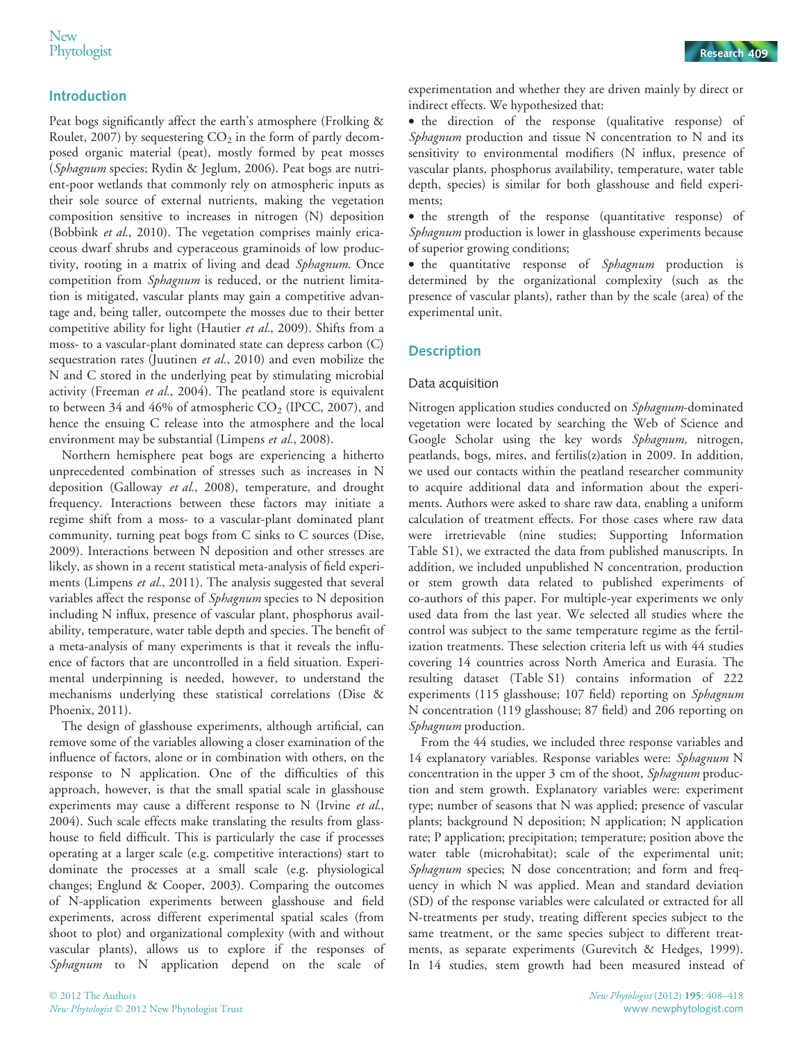## Introduction

Peat bogs significantly affect the earth's atmosphere (Frolking & Roulet, 2007) by sequestering $CO_2$ in the form of partly decomposed organic material (peat), mostly formed by peat mosses (*Sphagnum* species; Rydin & Jeglum, 2006). Peat bogs are nutrient-poor wetlands that commonly rely on atmospheric inputs as their sole source of external nutrients, making the vegetation composition sensitive to increases in nitrogen (N) deposition (Bobbink *et al.*, 2010). The vegetation comprises mainly ericaceous dwarf shrubs and cyperaceous graminoids of low productivity, rooting in a matrix of living and dead *Sphagnum*. Once competition from *Sphagnum* is reduced, or the nutrient limitation is mitigated, vascular plants may gain a competitive advantage and, being taller, outcompete the mosses due to their better competitive ability for light (Hautier *et al.*, 2009). Shifts from a moss- to a vascular-plant dominated state can depress carbon (C) sequestration rates (Juutinen *et al.*, 2010) and even mobilize the N and C stored in the underlying peat by stimulating microbial activity (Freeman *et al.*, 2004). The peatland store is equivalent to between 34 and 46% of atmospheric $CO_2$ (IPCC, 2007), and hence the ensuing C release into the atmosphere and the local environment may be substantial (Limpens *et al.*, 2008).

Northern hemisphere peat bogs are experiencing a hitherto unprecedented combination of stresses such as increases in N deposition (Galloway *et al.*, 2008), temperature, and drought frequency. Interactions between these factors may initiate a regime shift from a moss- to a vascular-plant dominated plant community, turning peat bogs from C sinks to C sources (Dise, 2009). Interactions between N deposition and other stresses are likely, as shown in a recent statistical meta-analysis of field experiments (Limpens *et al.*, 2011). The analysis suggested that several variables affect the response of *Sphagnum* species to N deposition including N influx, presence of vascular plant, phosphorus availability, temperature, water table depth and species. The benefit of a meta-analysis of many experiments is that it reveals the influence of factors that are uncontrolled in a field situation. Experimental underpinning is needed, however, to understand the mechanisms underlying these statistical correlations (Dise & Phoenix, 2011).

The design of glasshouse experiments, although artificial, can remove some of the variables allowing a closer examination of the influence of factors, alone or in combination with others, on the response to N application. One of the difficulties of this approach, however, is that the small spatial scale in glasshouse experiments may cause a different response to N (Irvine *et al.*, 2004). Such scale effects make translating the results from glasshouse to field difficult. This is particularly the case if processes operating at a larger scale (e.g. competitive interactions) start to dominate the processes at a small scale (e.g. physiological changes; Englund & Cooper, 2003). Comparing the outcomes of N-application experiments between glasshouse and field experiments, across different experimental spatial scales (from shoot to plot) and organizational complexity (with and without vascular plants), allows us to explore if the responses of *Sphagnum* to N application depend on the scale of experimentation and whether they are driven mainly by direct or indirect effects. We hypothesized that:

- the direction of the response (qualitative response) of *Sphagnum* production and tissue N concentration to N and its sensitivity to environmental modifiers (N influx, presence of vascular plants, phosphorus availability, temperature, water table depth, species) is similar for both glasshouse and field experiments;
- the strength of the response (quantitative response) of *Sphagnum* production is lower in glasshouse experiments because of superior growing conditions;
- the quantitative response of *Sphagnum* production is determined by the organizational complexity (such as the presence of vascular plants), rather than by the scale (area) of the experimental unit.

## Description

### Data acquisition

Nitrogen application studies conducted on *Sphagnum*-dominated vegetation were located by searching the Web of Science and Google Scholar using the key words *Sphagnum,* nitrogen, peatlands, bogs, mires, and fertilis(z)ation in 2009. In addition, we used our contacts within the peatland researcher community to acquire additional data and information about the experiments. Authors were asked to share raw data, enabling a uniform calculation of treatment effects. For those cases where raw data were irretrievable (nine studies; Supporting Information Table S1), we extracted the data from published manuscripts. In addition, we included unpublished N concentration, production or stem growth data related to published experiments of co-authors of this paper. For multiple-year experiments we only used data from the last year. We selected all studies where the control was subject to the same temperature regime as the fertilization treatments. These selection criteria left us with 44 studies covering 14 countries across North America and Eurasia. The resulting dataset (Table S1) contains information of 222 experiments (115 glasshouse; 107 field) reporting on *Sphagnum* N concentration (119 glasshouse; 87 field) and 206 reporting on *Sphagnum* production.

From the 44 studies, we included three response variables and 14 explanatory variables. Response variables were: *Sphagnum* N concentration in the upper 3 cm of the shoot, *Sphagnum* production and stem growth. Explanatory variables were: experiment type; number of seasons that N was applied; presence of vascular plants; background N deposition; N application; N application rate; P application; precipitation; temperature; position above the water table (microhabitat); scale of the experimental unit; *Sphagnum* species; N dose concentration; and form and frequency in which N was applied. Mean and standard deviation (SD) of the response variables were calculated or extracted for all N-treatments per study, treating different species subject to the same treatment, or the same species subject to different treatments, as separate experiments (Gurevitch & Hedges, 1999). In 14 studies, stem growth had been measured instead of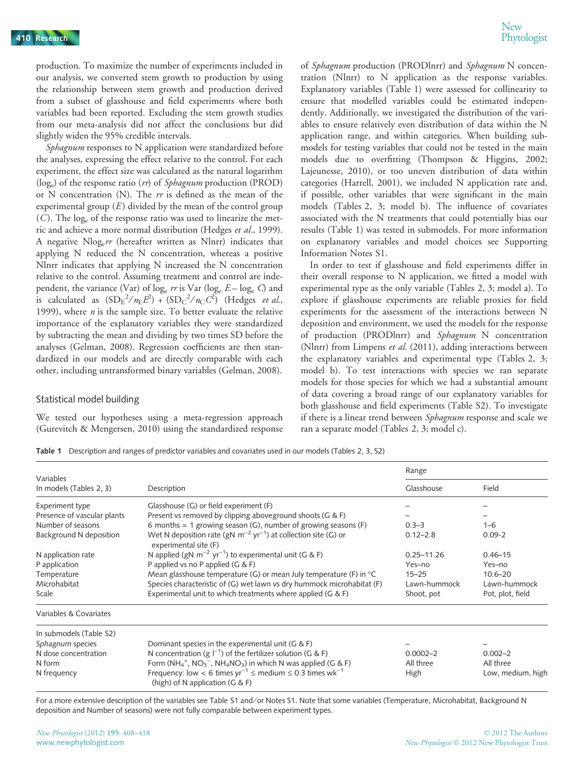production. To maximize the number of experiments included in our analysis, we converted stem growth to production by using the relationship between stem growth and production derived from a subset of glasshouse and field experiments where both variables had been reported. Excluding the stem growth studies from our meta-analysis did not affect the conclusions but did slightly widen the 95% credible intervals.

*Sphagnum* responses to N application were standardized before the analyses, expressing the effect relative to the control. For each experiment, the effect size was calculated as the natural logarithm ($\log_e$) of the response ratio (*rr*) of *Sphagnum* production (PROD) or N concentration (N). The *rr* is defined as the mean of the experimental group ($E$) divided by the mean of the control group ($C$). The $\log_e$ of the response ratio was used to linearize the metric and achieve a more normal distribution (Hedges *et al.*, 1999). A negative N$\log_e rr$ (hereafter written as Nlnrr) indicates that applying N reduced the N concentration, whereas a positive Nlnrr indicates that applying N increased the N concentration relative to the control. Assuming treatment and control are independent, the variance (Var) of $\log_e rr$ is Var ($\log_e E - \log_e C$) and is calculated as $(SD_E^2/n_E E^2) + (SD_C^2/n_C C^2)$ (Hedges *et al.*, 1999), where $n$ is the sample size. To better evaluate the relative importance of the explanatory variables they were standardized by subtracting the mean and dividing by two times SD before the analyses (Gelman, 2008). Regression coefficients are then standardized in our models and are directly comparable with each other, including untransformed binary variables (Gelman, 2008).

## Statistical model building

We tested our hypotheses using a meta-regression approach (Gurevitch & Mengersen, 2010) using the standardized response of *Sphagnum* production (PRODlnrr) and *Sphagnum* N concentration (Nlnrr) to N application as the response variables. Explanatory variables (Table 1) were assessed for collinearity to ensure that modelled variables could be estimated independently. Additionally, we investigated the distribution of the variables to ensure relatively even distribution of data within the N application range, and within categories. When building submodels for testing variables that could not be tested in the main models due to overfitting (Thompson & Higgins, 2002; Lajeunesse, 2010), or too uneven distribution of data within categories (Harrell, 2001), we included N application rate and, if possible, other variables that were significant in the main models (Tables 2, 3; model b). The influence of covariates associated with the N treatments that could potentially bias our results (Table 1) was tested in submodels. For more information on explanatory variables and model choices see Supporting Information Notes S1.

In order to test if glasshouse and field experiments differ in their overall response to N application, we fitted a model with experimental type as the only variable (Tables 2, 3; model a). To explore if glasshouse experiments are reliable proxies for field experiments for the assessment of the interactions between N deposition and environment, we used the models for the response of production (PRODlnrr) and *Sphagnum* N concentration (Nlnrr) from Limpens *et al.* (2011), adding interactions between the explanatory variables and experimental type (Tables 2, 3; model b). To test interactions with species we ran separate models for those species for which we had a substantial amount of data covering a broad range of our explanatory variables for both glasshouse and field experiments (Table S2). To investigate if there is a linear trend between *Sphagnum* response and scale we ran a separate model (Tables 2, 3; model c).

**Table 1** Description and ranges of predictor variables and covariates used in our models (Tables 2, 3, S2)

| Variables | | Range | |
|---|---|---|---|
| In models (Tables 2, 3) | Description | Glasshouse | Field |
| Experiment type | Glasshouse (G) or field experiment (F) | – | – |
| Presence of vascular plants | Present vs removed by clipping aboveground shoots (G & F) | – | – |
| Number of seasons | 6 months = 1 growing season (G), number of growing seasons (F) | 0.3–3 | 1–6 |
| Background N deposition | Wet N deposition rate (gN $m^{-2}$ $yr^{-1}$) at collection site (G) or experimental site (F) | 0.12–2.8 | 0.09-2 |
| N application rate | N applied (gN $m^{-2}$ $yr^{-1}$) to experimental unit (G & F) | 0.25–11.26 | 0.46–15 |
| P application | P applied vs no P applied (G & F) | Yes–no | Yes–no |
| Temperature | Mean glasshouse temperature (G) or mean July temperature (F) in °C | 15–25 | 10.6–20 |
| Microhabitat | Species characteristic of (G) wet lawn vs dry hummock microhabitat (F) | Lawn-hummock | Lawn-hummock |
| Scale | Experimental unit to which treatments where applied (G & F) | Shoot, pot | Pot, plot, field |
| **Variables & Covariates** | | | |
| In submodels (Table S2) | | | |
| *Sphagnum* species | Dominant species in the experimental unit (G & F) | – | – |
| N dose concentration | N concentration (g $l^{-1}$) of the fertilizer solution (G & F) | 0.0002–2 | 0.002–2 |
| N form | Form ($NH_4^+$, $NO_3^-$, $NH_4NO_3$) in which N was applied (G & F) | All three | All three |
| N frequency | Frequency: low < 6 times $yr^{-1}$ ≤ medium ≤ 0.3 times $wk^{-1}$ (high) of N application (G & F) | High | Low, medium, high |

For a more extensive description of the variables see Table S1 and/or Notes S1. Note that some variables (Temperature, Microhabitat, Background N deposition and Number of seasons) were not fully comparable between experiment types.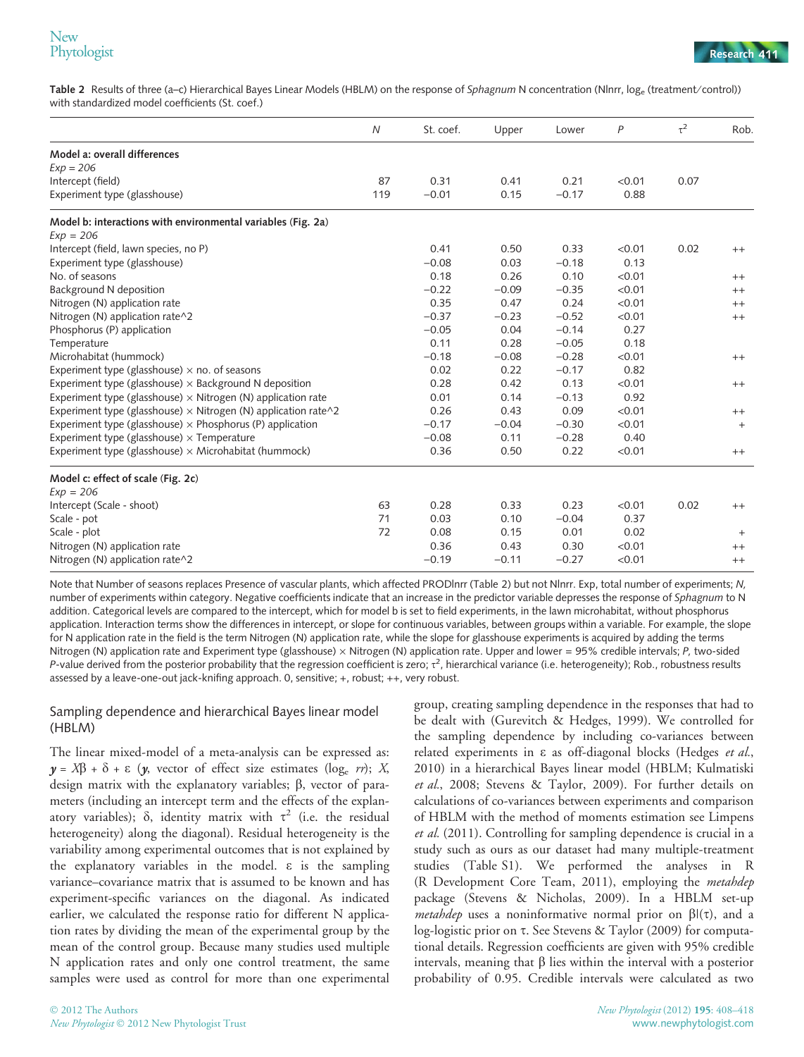**Table 2** Results of three (a–c) Hierarchical Bayes Linear Models (HBLM) on the response of *Sphagnum* N concentration (Nlnrr, $\log_e$ (treatment/control)) with standardized model coefficients (St. coef.)

| | *N* | St. coef. | Upper | Lower | *P* | $\tau^2$ | Rob. |
|---|---|---|---|---|---|---|---|
| **Model a: overall differences** | | | | | | | |
| *Exp* = 206 | | | | | | | |
| Intercept (field) | 87 | 0.31 | 0.41 | 0.21 | <0.01 | 0.07 | |
| Experiment type (glasshouse) | 119 | −0.01 | 0.15 | −0.17 | 0.88 | | |
| **Model b: interactions with environmental variables (Fig. 2a)** | | | | | | | |
| *Exp* = 206 | | | | | | | |
| Intercept (field, lawn species, no P) | | 0.41 | 0.50 | 0.33 | <0.01 | 0.02 | ++ |
| Experiment type (glasshouse) | | −0.08 | 0.03 | −0.18 | 0.13 | | |
| No. of seasons | | 0.18 | 0.26 | 0.10 | <0.01 | | ++ |
| Background N deposition | | −0.22 | −0.09 | −0.35 | <0.01 | | ++ |
| Nitrogen (N) application rate | | 0.35 | 0.47 | 0.24 | <0.01 | | ++ |
| Nitrogen (N) application rate^2 | | −0.37 | −0.23 | −0.52 | <0.01 | | ++ |
| Phosphorus (P) application | | −0.05 | 0.04 | −0.14 | 0.27 | | |
| Temperature | | 0.11 | 0.28 | −0.05 | 0.18 | | |
| Microhabitat (hummock) | | −0.18 | −0.08 | −0.28 | <0.01 | | ++ |
| Experiment type (glasshouse) × no. of seasons | | 0.02 | 0.22 | −0.17 | 0.82 | | |
| Experiment type (glasshouse) × Background N deposition | | 0.28 | 0.42 | 0.13 | <0.01 | | ++ |
| Experiment type (glasshouse) × Nitrogen (N) application rate | | 0.01 | 0.14 | −0.13 | 0.92 | | |
| Experiment type (glasshouse) × Nitrogen (N) application rate^2 | | 0.26 | 0.43 | 0.09 | <0.01 | | ++ |
| Experiment type (glasshouse) × Phosphorus (P) application | | −0.17 | −0.04 | −0.30 | <0.01 | | + |
| Experiment type (glasshouse) × Temperature | | −0.08 | 0.11 | −0.28 | 0.40 | | |
| Experiment type (glasshouse) × Microhabitat (hummock) | | 0.36 | 0.50 | 0.22 | <0.01 | | ++ |
| **Model c: effect of scale (Fig. 2c)** | | | | | | | |
| *Exp* = 206 | | | | | | | |
| Intercept (Scale - shoot) | 63 | 0.28 | 0.33 | 0.23 | <0.01 | 0.02 | ++ |
| Scale - pot | 71 | 0.03 | 0.10 | −0.04 | 0.37 | | |
| Scale - plot | 72 | 0.08 | 0.15 | 0.01 | 0.02 | | + |
| Nitrogen (N) application rate | | 0.36 | 0.43 | 0.30 | <0.01 | | ++ |
| Nitrogen (N) application rate^2 | | −0.19 | −0.11 | −0.27 | <0.01 | | ++ |

Note that Number of seasons replaces Presence of vascular plants, which affected PRODlnrr (Table 2) but not Nlnrr. Exp, total number of experiments; *N*, number of experiments within category. Negative coefficients indicate that an increase in the predictor variable depresses the response of *Sphagnum* to N addition. Categorical levels are compared to the intercept, which for model b is set to field experiments, in the lawn microhabitat, without phosphorus application. Interaction terms show the differences in intercept, or slope for continuous variables, between groups within a variable. For example, the slope for N application rate in the field is the term Nitrogen (N) application rate, while the slope for glasshouse experiments is acquired by adding the terms Nitrogen (N) application rate and Experiment type (glasshouse) × Nitrogen (N) application rate. Upper and lower = 95% credible intervals; *P*, two-sided *P*-value derived from the posterior probability that the regression coefficient is zero; $\tau^2$, hierarchical variance (i.e. heterogeneity); Rob., robustness results assessed by a leave-one-out jack-knifing approach. 0, sensitive; +, robust; ++, very robust.

## Sampling dependence and hierarchical Bayes linear model (HBLM)

The linear mixed-model of a meta-analysis can be expressed as: $\mathbf{y} = X\beta + \delta + \varepsilon$ ($\mathbf{y}$, vector of effect size estimates ($\log_e rr$); $X$, design matrix with the explanatory variables; $\beta$, vector of parameters (including an intercept term and the effects of the explanatory variables); $\delta$, identity matrix with $\tau^2$ (i.e. the residual heterogeneity) along the diagonal). Residual heterogeneity is the variability among experimental outcomes that is not explained by the explanatory variables in the model. $\varepsilon$ is the sampling variance–covariance matrix that is assumed to be known and has experiment-specific variances on the diagonal. As indicated earlier, we calculated the response ratio for different N application rates by dividing the mean of the experimental group by the mean of the control group. Because many studies used multiple N application rates and only one control treatment, the same samples were used as control for more than one experimental group, creating sampling dependence in the responses that had to be dealt with (Gurevitch & Hedges, 1999). We controlled for the sampling dependence by including co-variances between related experiments in $\varepsilon$ as off-diagonal blocks (Hedges *et al.*, 2010) in a hierarchical Bayes linear model (HBLM; Kulmatiski *et al.*, 2008; Stevens & Taylor, 2009). For further details on calculations of co-variances between experiments and comparison of HBLM with the method of moments estimation see Limpens *et al.* (2011). Controlling for sampling dependence is crucial in a study such as ours as our dataset had many multiple-treatment studies (Table S1). We performed the analyses in R (R Development Core Team, 2011), employing the *metahdep* package (Stevens & Nicholas, 2009). In a HBLM set-up *metahdep* uses a noninformative normal prior on $\beta|(\tau)$, and a log-logistic prior on $\tau$. See Stevens & Taylor (2009) for computational details. Regression coefficients are given with 95% credible intervals, meaning that $\beta$ lies within the interval with a posterior probability of 0.95. Credible intervals were calculated as two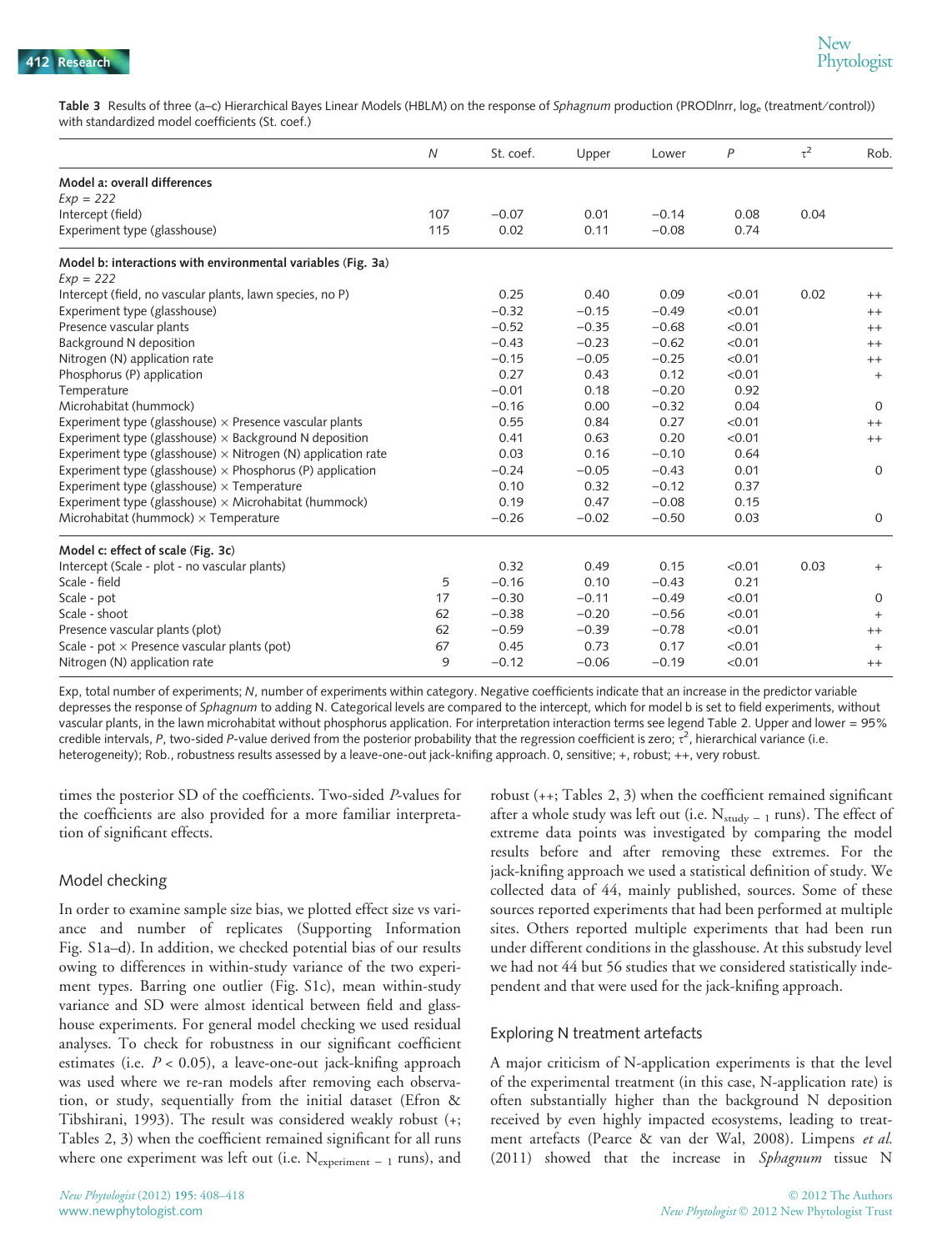**Table 3** Results of three (a–c) Hierarchical Bayes Linear Models (HBLM) on the response of *Sphagnum* production (PRODlnrr, $\log_e$ (treatment/control)) with standardized model coefficients (St. coef.)

| | *N* | St. coef. | Upper | Lower | *P* | $\tau^2$ | Rob. |
|---|---|---|---|---|---|---|---|
| **Model a: overall differences** | | | | | | | |
| *Exp* = 222 | | | | | | | |
| Intercept (field) | 107 | −0.07 | 0.01 | −0.14 | 0.08 | 0.04 | |
| Experiment type (glasshouse) | 115 | 0.02 | 0.11 | −0.08 | 0.74 | | |
| **Model b: interactions with environmental variables (Fig. 3a)** | | | | | | | |
| *Exp* = 222 | | | | | | | |
| Intercept (field, no vascular plants, lawn species, no P) | | 0.25 | 0.40 | 0.09 | <0.01 | 0.02 | ++ |
| Experiment type (glasshouse) | | −0.32 | −0.15 | −0.49 | <0.01 | | ++ |
| Presence vascular plants | | −0.52 | −0.35 | −0.68 | <0.01 | | ++ |
| Background N deposition | | −0.43 | −0.23 | −0.62 | <0.01 | | ++ |
| Nitrogen (N) application rate | | −0.15 | −0.05 | −0.25 | <0.01 | | ++ |
| Phosphorus (P) application | | 0.27 | 0.43 | 0.12 | <0.01 | | + |
| Temperature | | −0.01 | 0.18 | −0.20 | 0.92 | | |
| Microhabitat (hummock) | | −0.16 | 0.00 | −0.32 | 0.04 | | 0 |
| Experiment type (glasshouse) × Presence vascular plants | | 0.55 | 0.84 | 0.27 | <0.01 | | ++ |
| Experiment type (glasshouse) × Background N deposition | | 0.41 | 0.63 | 0.20 | <0.01 | | ++ |
| Experiment type (glasshouse) × Nitrogen (N) application rate | | 0.03 | 0.16 | −0.10 | 0.64 | | |
| Experiment type (glasshouse) × Phosphorus (P) application | | −0.24 | −0.05 | −0.43 | 0.01 | | 0 |
| Experiment type (glasshouse) × Temperature | | 0.10 | 0.32 | −0.12 | 0.37 | | |
| Experiment type (glasshouse) × Microhabitat (hummock) | | 0.19 | 0.47 | −0.08 | 0.15 | | |
| Microhabitat (hummock) × Temperature | | −0.26 | −0.02 | −0.50 | 0.03 | | 0 |
| **Model c: effect of scale (Fig. 3c)** | | | | | | | |
| Intercept (Scale - plot - no vascular plants) | | 0.32 | 0.49 | 0.15 | <0.01 | 0.03 | + |
| Scale - field | 5 | −0.16 | 0.10 | −0.43 | 0.21 | | |
| Scale - pot | 17 | −0.30 | −0.11 | −0.49 | <0.01 | | 0 |
| Scale - shoot | 62 | −0.38 | −0.20 | −0.56 | <0.01 | | + |
| Presence vascular plants (plot) | 62 | −0.59 | −0.39 | −0.78 | <0.01 | | ++ |
| Scale - pot × Presence vascular plants (pot) | 67 | 0.45 | 0.73 | 0.17 | <0.01 | | + |
| Nitrogen (N) application rate | 9 | −0.12 | −0.06 | −0.19 | <0.01 | | ++ |

Exp, total number of experiments; *N*, number of experiments within category. Negative coefficients indicate that an increase in the predictor variable depresses the response of *Sphagnum* to adding N. Categorical levels are compared to the intercept, which for model b is set to field experiments, without vascular plants, in the lawn microhabitat without phosphorus application. For interpretation interaction terms see legend Table 2. Upper and lower = 95% credible intervals, *P*, two-sided *P*-value derived from the posterior probability that the regression coefficient is zero; $\tau^2$, hierarchical variance (i.e. heterogeneity); Rob., robustness results assessed by a leave-one-out jack-knifing approach. 0, sensitive; +, robust; ++, very robust.

times the posterior SD of the coefficients. Two-sided *P*-values for the coefficients are also provided for a more familiar interpretation of significant effects.

### Model checking

In order to examine sample size bias, we plotted effect size vs variance and number of replicates (Supporting Information Fig. S1a–d). In addition, we checked potential bias of our results owing to differences in within-study variance of the two experiment types. Barring one outlier (Fig. S1c), mean within-study variance and SD were almost identical between field and glasshouse experiments. For general model checking we used residual analyses. To check for robustness in our significant coefficient estimates (i.e. $P < 0.05$), a leave-one-out jack-knifing approach was used where we re-ran models after removing each observation, or study, sequentially from the initial dataset (Efron & Tibshirani, 1993). The result was considered weakly robust (+; Tables 2, 3) when the coefficient remained significant for all runs where one experiment was left out (i.e. $N_{experiment-1}$ runs), and robust (++; Tables 2, 3) when the coefficient remained significant after a whole study was left out (i.e. $N_{study-1}$ runs). The effect of extreme data points was investigated by comparing the model results before and after removing these extremes. For the jack-knifing approach we used a statistical definition of study. We collected data of 44, mainly published, sources. Some of these sources reported experiments that had been performed at multiple sites. Others reported multiple experiments that had been run under different conditions in the glasshouse. At this substudy level we had not 44 but 56 studies that we considered statistically independent and that were used for the jack-knifing approach.

### Exploring N treatment artefacts

A major criticism of N-application experiments is that the level of the experimental treatment (in this case, N-application rate) is often substantially higher than the background N deposition received by even highly impacted ecosystems, leading to treatment artefacts (Pearce & van der Wal, 2008). Limpens *et al.* (2011) showed that the increase in *Sphagnum* tissue N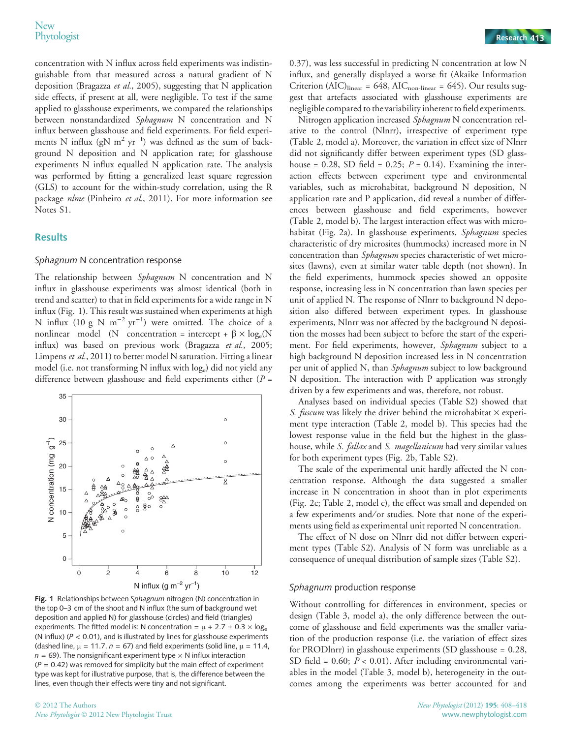concentration with N influx across field experiments was indistinguishable from that measured across a natural gradient of N deposition (Bragazza *et al.*, 2005), suggesting that N application side effects, if present at all, were negligible. To test if the same applied to glasshouse experiments, we compared the relationships between nonstandardized *Sphagnum* N concentration and N influx between glasshouse and field experiments. For field experiments N influx (gN $m^2$ $yr^{-1}$) was defined as the sum of background N deposition and N application rate; for glasshouse experiments N influx equalled N application rate. The analysis was performed by fitting a generalized least square regression (GLS) to account for the within-study correlation, using the R package *nlme* (Pinheiro *et al.*, 2011). For more information see Notes S1.

## Results

### *Sphagnum* N concentration response

The relationship between *Sphagnum* N concentration and N influx in glasshouse experiments was almost identical (both in trend and scatter) to that in field experiments for a wide range in N influx (Fig. 1). This result was sustained when experiments at high N influx (10 g N $m^{-2}$ $yr^{-1}$) were omitted. The choice of a nonlinear model (N concentration = intercept + $\beta \times \log_e$(N influx) was based on previous work (Bragazza *et al.*, 2005; Limpens *et al.*, 2011) to better model N saturation. Fitting a linear model (i.e. not transforming N influx with $\log_e$) did not yield any difference between glasshouse and field experiments either ($P$ = 0.37), was less successful in predicting N concentration at low N influx, and generally displayed a worse fit (Akaike Information Criterion $(AIC)_{linear}$ = 648, $AIC_{non\text{-}linear}$ = 645). Our results suggest that artefacts associated with glasshouse experiments are negligible compared to the variability inherent to field experiments.

**Fig. 1** Relationships between *Sphagnum* nitrogen (N) concentration in the top 0–3 cm of the shoot and N influx (the sum of background wet deposition and applied N) for glasshouse (circles) and field (triangles) experiments. The fitted model is: N concentration = $\mu + 2.7 \pm 0.3 \times \log_e$ (N influx) ($P < 0.01$), and is illustrated by lines for glasshouse experiments (dashed line, $\mu = 11.7$, $n = 67$) and field experiments (solid line, $\mu = 11.4$, $n = 69$). The nonsignificant experiment type × N influx interaction ($P = 0.42$) was removed for simplicity but the main effect of experiment type was kept for illustrative purpose, that is, the difference between the lines, even though their effects were tiny and not significant.

Nitrogen application increased *Sphagnum* N concentration relative to the control (Nlnrr), irrespective of experiment type (Table 2, model a). Moreover, the variation in effect size of Nlnrr did not significantly differ between experiment types (SD glasshouse = 0.28, SD field = 0.25; $P = 0.14$). Examining the interaction effects between experiment type and environmental variables, such as microhabitat, background N deposition, N application rate and P application, did reveal a number of differences between glasshouse and field experiments, however (Table 2, model b). The largest interaction effect was with microhabitat (Fig. 2a). In glasshouse experiments, *Sphagnum* species characteristic of dry microsites (hummocks) increased more in N concentration than *Sphagnum* species characteristic of wet microsites (lawns), even at similar water table depth (not shown). In the field experiments, hummock species showed an opposite response, increasing less in N concentration than lawn species per unit of applied N. The response of Nlnrr to background N deposition also differed between experiment types. In glasshouse experiments, Nlnrr was not affected by the background N deposition the mosses had been subject to before the start of the experiment. For field experiments, however, *Sphagnum* subject to a high background N deposition increased less in N concentration per unit of applied N, than *Sphagnum* subject to low background N deposition. The interaction with P application was strongly driven by a few experiments and was, therefore, not robust.

Analyses based on individual species (Table S2) showed that *S. fuscum* was likely the driver behind the microhabitat × experiment type interaction (Table 2, model b). This species had the lowest response value in the field but the highest in the glasshouse, while *S. fallax* and *S. magellanicum* had very similar values for both experiment types (Fig. 2b, Table S2).

The scale of the experimental unit hardly affected the N concentration response. Although the data suggested a smaller increase in N concentration in shoot than in plot experiments (Fig. 2c; Table 2, model c), the effect was small and depended on a few experiments and/or studies. Note that none of the experiments using field as experimental unit reported N concentration.

The effect of N dose on Nlnrr did not differ between experiment types (Table S2). Analysis of N form was unreliable as a consequence of unequal distribution of sample sizes (Table S2).

### *Sphagnum* production response

Without controlling for differences in environment, species or design (Table 3, model a), the only difference between the outcome of glasshouse and field experiments was the smaller variation of the production response (i.e. the variation of effect sizes for PRODlnrr) in glasshouse experiments (SD glasshouse = 0.28, SD field = 0.60; $P < 0.01$). After including environmental variables in the model (Table 3, model b), heterogeneity in the outcomes among the experiments was better accounted for and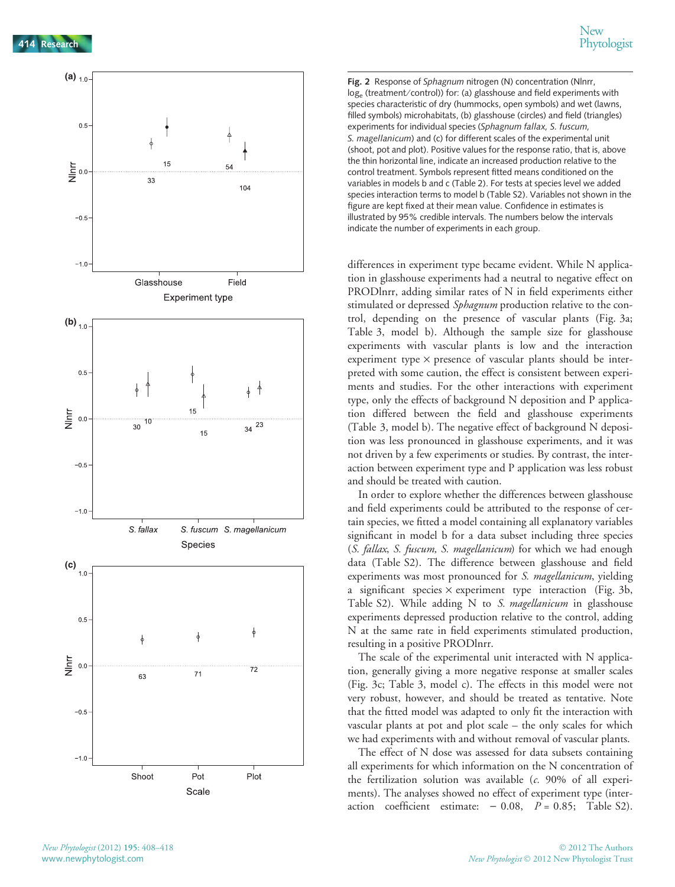**Fig. 2** Response of *Sphagnum* nitrogen (N) concentration (Nlnrr, $\log_e$ (treatment/control)) for: (a) glasshouse and field experiments with species characteristic of dry (hummocks, open symbols) and wet (lawns, filled symbols) microhabitats, (b) glasshouse (circles) and field (triangles) experiments for individual species (*Sphagnum fallax, S. fuscum, S. magellanicum*) and (c) for different scales of the experimental unit (shoot, pot and plot). Positive values for the response ratio, that is, above the thin horizontal line, indicate an increased production relative to the control treatment. Symbols represent fitted means conditioned on the variables in models b and c (Table 2). For tests at species level we added species interaction terms to model b (Table S2). Variables not shown in the figure are kept fixed at their mean value. Confidence in estimates is illustrated by 95% credible intervals. The numbers below the intervals indicate the number of experiments in each group.

differences in experiment type became evident. While N application in glasshouse experiments had a neutral to negative effect on PRODlnrr, adding similar rates of N in field experiments either stimulated or depressed *Sphagnum* production relative to the control, depending on the presence of vascular plants (Fig. 3a; Table 3, model b). Although the sample size for glasshouse experiments with vascular plants is low and the interaction experiment type × presence of vascular plants should be interpreted with some caution, the effect is consistent between experiments and studies. For the other interactions with experiment type, only the effects of background N deposition and P application differed between the field and glasshouse experiments (Table 3, model b). The negative effect of background N deposition was less pronounced in glasshouse experiments, and it was not driven by a few experiments or studies. By contrast, the interaction between experiment type and P application was less robust and should be treated with caution.

In order to explore whether the differences between glasshouse and field experiments could be attributed to the response of certain species, we fitted a model containing all explanatory variables significant in model b for a data subset including three species (*S. fallax*, *S. fuscum*, *S. magellanicum*) for which we had enough data (Table S2). The difference between glasshouse and field experiments was most pronounced for *S. magellanicum*, yielding a significant species × experiment type interaction (Fig. 3b, Table S2). While adding N to *S. magellanicum* in glasshouse experiments depressed production relative to the control, adding N at the same rate in field experiments stimulated production, resulting in a positive PRODlnrr.

The scale of the experimental unit interacted with N application, generally giving a more negative response at smaller scales (Fig. 3c; Table 3, model c). The effects in this model were not very robust, however, and should be treated as tentative. Note that the fitted model was adapted to only fit the interaction with vascular plants at pot and plot scale – the only scales for which we had experiments with and without removal of vascular plants.

The effect of N dose was assessed for data subsets containing all experiments for which information on the N concentration of the fertilization solution was available (*c.* 90% of all experiments). The analyses showed no effect of experiment type (interaction coefficient estimate: − 0.08, $P = 0.85$; Table S2).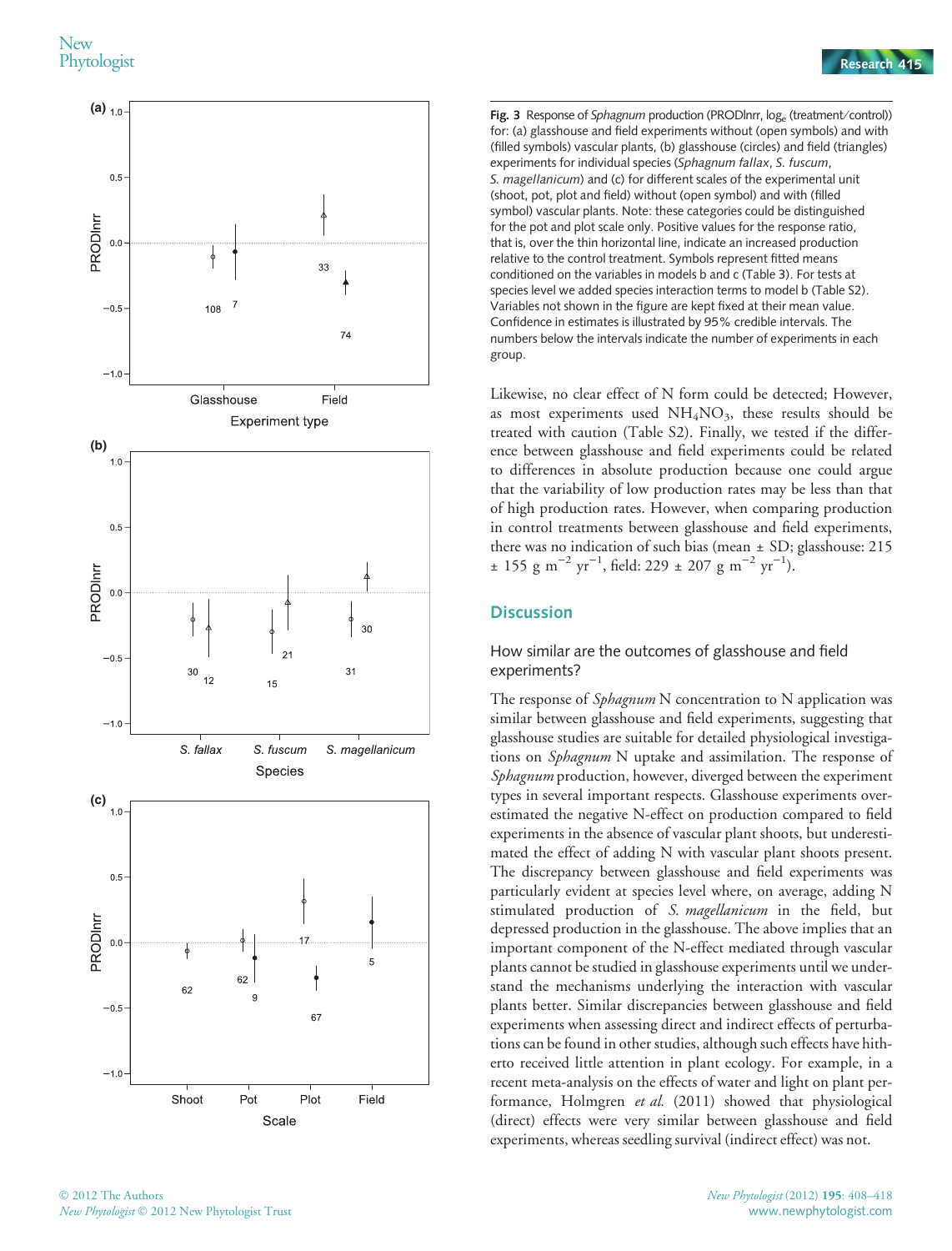**Fig. 3** Response of *Sphagnum* production (PRODlnrr, $\log_e$ (treatment/control)) for: (a) glasshouse and field experiments without (open symbols) and with (filled symbols) vascular plants, (b) glasshouse (circles) and field (triangles) experiments for individual species (*Sphagnum fallax*, *S. fuscum*, *S. magellanicum*) and (c) for different scales of the experimental unit (shoot, pot, plot and field) without (open symbol) and with (filled symbol) vascular plants. Note: these categories could be distinguished for the pot and plot scale only. Positive values for the response ratio, that is, over the thin horizontal line, indicate an increased production relative to the control treatment. Symbols represent fitted means conditioned on the variables in models b and c (Table 3). For tests at species level we added species interaction terms to model b (Table S2). Variables not shown in the figure are kept fixed at their mean value. Confidence in estimates is illustrated by 95% credible intervals. The numbers below the intervals indicate the number of experiments in each group.

Likewise, no clear effect of N form could be detected; However, as most experiments used $NH_4NO_3$, these results should be treated with caution (Table S2). Finally, we tested if the difference between glasshouse and field experiments could be related to differences in absolute production because one could argue that the variability of low production rates may be less than that of high production rates. However, when comparing production in control treatments between glasshouse and field experiments, there was no indication of such bias (mean ± SD; glasshouse: 215 ± 155 g $m^{-2}$ $yr^{-1}$, field: 229 ± 207 g $m^{-2}$ $yr^{-1}$).

## Discussion

### How similar are the outcomes of glasshouse and field experiments?

The response of *Sphagnum* N concentration to N application was similar between glasshouse and field experiments, suggesting that glasshouse studies are suitable for detailed physiological investigations on *Sphagnum* N uptake and assimilation. The response of *Sphagnum* production, however, diverged between the experiment types in several important respects. Glasshouse experiments overestimated the negative N-effect on production compared to field experiments in the absence of vascular plant shoots, but underestimated the effect of adding N with vascular plant shoots present. The discrepancy between glasshouse and field experiments was particularly evident at species level where, on average, adding N stimulated production of *S. magellanicum* in the field, but depressed production in the glasshouse. The above implies that an important component of the N-effect mediated through vascular plants cannot be studied in glasshouse experiments until we understand the mechanisms underlying the interaction with vascular plants better. Similar discrepancies between glasshouse and field experiments when assessing direct and indirect effects of perturbations can be found in other studies, although such effects have hitherto received little attention in plant ecology. For example, in a recent meta-analysis on the effects of water and light on plant performance, Holmgren *et al.* (2011) showed that physiological (direct) effects were very similar between glasshouse and field experiments, whereas seedling survival (indirect effect) was not.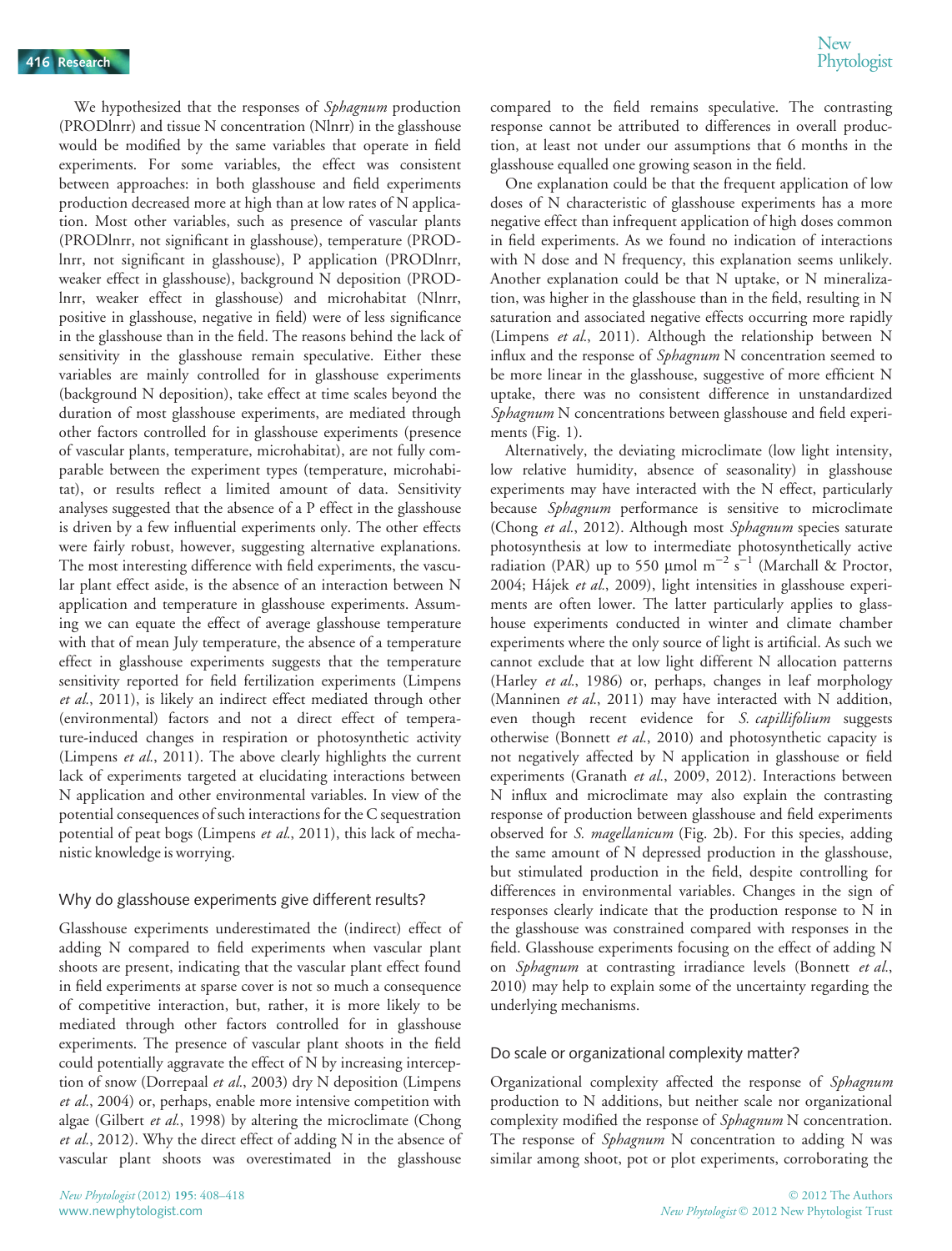We hypothesized that the responses of *Sphagnum* production (PRODlnrr) and tissue N concentration (Nlnrr) in the glasshouse would be modified by the same variables that operate in field experiments. For some variables, the effect was consistent between approaches: in both glasshouse and field experiments production decreased more at high than at low rates of N application. Most other variables, such as presence of vascular plants (PRODlnrr, not significant in glasshouse), temperature (PRODlnrr, not significant in glasshouse), P application (PRODlnrr, weaker effect in glasshouse), background N deposition (PRODlnrr, weaker effect in glasshouse) and microhabitat (Nlnrr, positive in glasshouse, negative in field) were of less significance in the glasshouse than in the field. The reasons behind the lack of sensitivity in the glasshouse remain speculative. Either these variables are mainly controlled for in glasshouse experiments (background N deposition), take effect at time scales beyond the duration of most glasshouse experiments, are mediated through other factors controlled for in glasshouse experiments (presence of vascular plants, temperature, microhabitat), are not fully comparable between the experiment types (temperature, microhabitat), or results reflect a limited amount of data. Sensitivity analyses suggested that the absence of a P effect in the glasshouse is driven by a few influential experiments only. The other effects were fairly robust, however, suggesting alternative explanations. The most interesting difference with field experiments, the vascular plant effect aside, is the absence of an interaction between N application and temperature in glasshouse experiments. Assuming we can equate the effect of average glasshouse temperature with that of mean July temperature, the absence of a temperature effect in glasshouse experiments suggests that the temperature sensitivity reported for field fertilization experiments (Limpens *et al.*, 2011), is likely an indirect effect mediated through other (environmental) factors and not a direct effect of temperature-induced changes in respiration or photosynthetic activity (Limpens *et al.*, 2011). The above clearly highlights the current lack of experiments targeted at elucidating interactions between N application and other environmental variables. In view of the potential consequences of such interactions for the C sequestration potential of peat bogs (Limpens *et al.*, 2011), this lack of mechanistic knowledge is worrying.

## Why do glasshouse experiments give different results?

Glasshouse experiments underestimated the (indirect) effect of adding N compared to field experiments when vascular plant shoots are present, indicating that the vascular plant effect found in field experiments at sparse cover is not so much a consequence of competitive interaction, but, rather, it is more likely to be mediated through other factors controlled for in glasshouse experiments. The presence of vascular plant shoots in the field could potentially aggravate the effect of N by increasing interception of snow (Dorrepaal *et al.*, 2003) dry N deposition (Limpens *et al.*, 2004) or, perhaps, enable more intensive competition with algae (Gilbert *et al.*, 1998) by altering the microclimate (Chong *et al.*, 2012). Why the direct effect of adding N in the absence of vascular plant shoots was overestimated in the glasshouse compared to the field remains speculative. The contrasting response cannot be attributed to differences in overall production, at least not under our assumptions that 6 months in the glasshouse equalled one growing season in the field.

One explanation could be that the frequent application of low doses of N characteristic of glasshouse experiments has a more negative effect than infrequent application of high doses common in field experiments. As we found no indication of interactions with N dose and N frequency, this explanation seems unlikely. Another explanation could be that N uptake, or N mineralization, was higher in the glasshouse than in the field, resulting in N saturation and associated negative effects occurring more rapidly (Limpens *et al.*, 2011). Although the relationship between N influx and the response of *Sphagnum* N concentration seemed to be more linear in the glasshouse, suggestive of more efficient N uptake, there was no consistent difference in unstandardized *Sphagnum* N concentrations between glasshouse and field experiments (Fig. 1).

Alternatively, the deviating microclimate (low light intensity, low relative humidity, absence of seasonality) in glasshouse experiments may have interacted with the N effect, particularly because *Sphagnum* performance is sensitive to microclimate (Chong *et al.*, 2012). Although most *Sphagnum* species saturate photosynthesis at low to intermediate photosynthetically active radiation (PAR) up to 550 μmol m$^{-2}$ s$^{-1}$ (Marchall & Proctor, 2004; Hájek *et al.*, 2009), light intensities in glasshouse experiments are often lower. The latter particularly applies to glasshouse experiments conducted in winter and climate chamber experiments where the only source of light is artificial. As such we cannot exclude that at low light different N allocation patterns (Harley *et al.*, 1986) or, perhaps, changes in leaf morphology (Manninen *et al.*, 2011) may have interacted with N addition, even though recent evidence for *S. capillifolium* suggests otherwise (Bonnett *et al.*, 2010) and photosynthetic capacity is not negatively affected by N application in glasshouse or field experiments (Granath *et al.*, 2009, 2012). Interactions between N influx and microclimate may also explain the contrasting response of production between glasshouse and field experiments observed for *S. magellanicum* (Fig. 2b). For this species, adding the same amount of N depressed production in the glasshouse, but stimulated production in the field, despite controlling for differences in environmental variables. Changes in the sign of responses clearly indicate that the production response to N in the glasshouse was constrained compared with responses in the field. Glasshouse experiments focusing on the effect of adding N on *Sphagnum* at contrasting irradiance levels (Bonnett *et al.*, 2010) may help to explain some of the uncertainty regarding the underlying mechanisms.

## Do scale or organizational complexity matter?

Organizational complexity affected the response of *Sphagnum* production to N additions, but neither scale nor organizational complexity modified the response of *Sphagnum* N concentration. The response of *Sphagnum* N concentration to adding N was similar among shoot, pot or plot experiments, corroborating the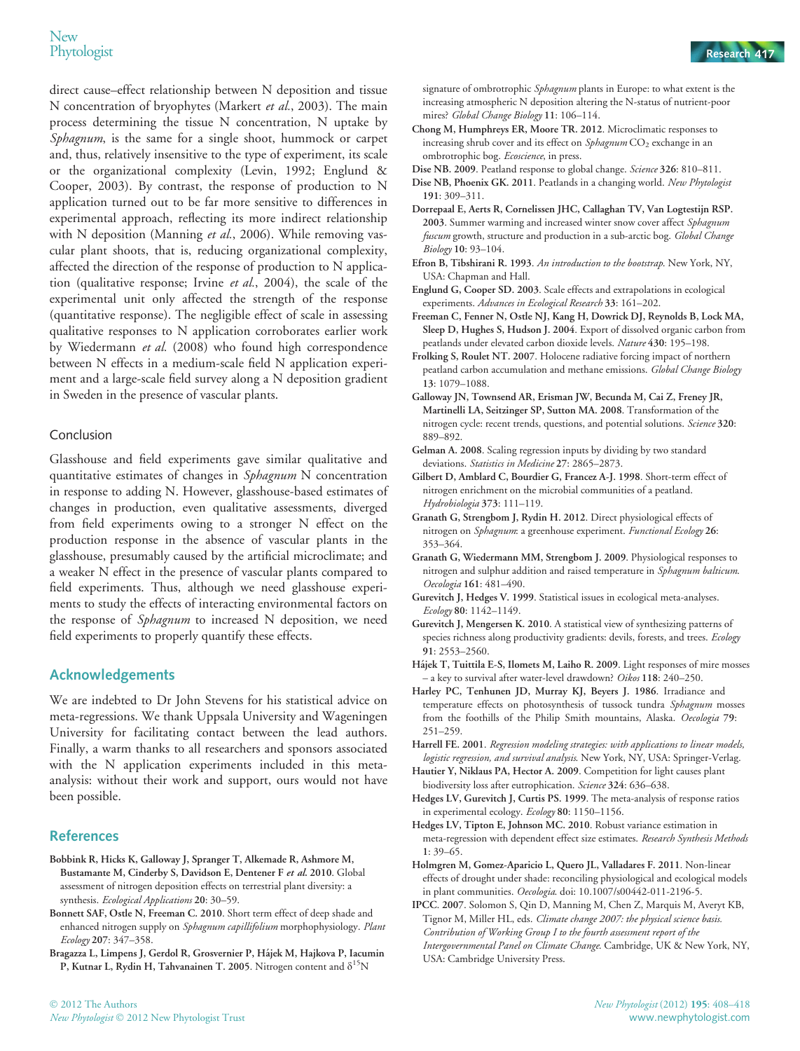direct cause–effect relationship between N deposition and tissue N concentration of bryophytes (Markert *et al.*, 2003). The main process determining the tissue N concentration, N uptake by *Sphagnum*, is the same for a single shoot, hummock or carpet and, thus, relatively insensitive to the type of experiment, its scale or the organizational complexity (Levin, 1992; Englund & Cooper, 2003). By contrast, the response of production to N application turned out to be far more sensitive to differences in experimental approach, reflecting its more indirect relationship with N deposition (Manning *et al.*, 2006). While removing vascular plant shoots, that is, reducing organizational complexity, affected the direction of the response of production to N application (qualitative response; Irvine *et al.*, 2004), the scale of the experimental unit only affected the strength of the response (quantitative response). The negligible effect of scale in assessing qualitative responses to N application corroborates earlier work by Wiedermann *et al.* (2008) who found high correspondence between N effects in a medium-scale field N application experiment and a large-scale field survey along a N deposition gradient in Sweden in the presence of vascular plants.

### Conclusion

Glasshouse and field experiments gave similar qualitative and quantitative estimates of changes in *Sphagnum* N concentration in response to adding N. However, glasshouse-based estimates of changes in production, even qualitative assessments, diverged from field experiments owing to a stronger N effect on the production response in the absence of vascular plants in the glasshouse, presumably caused by the artificial microclimate; and a weaker N effect in the presence of vascular plants compared to field experiments. Thus, although we need glasshouse experiments to study the effects of interacting environmental factors on the response of *Sphagnum* to increased N deposition, we need field experiments to properly quantify these effects.

## Acknowledgements

We are indebted to Dr John Stevens for his statistical advice on meta-regressions. We thank Uppsala University and Wageningen University for facilitating contact between the lead authors. Finally, a warm thanks to all researchers and sponsors associated with the N application experiments included in this meta-analysis: without their work and support, ours would not have been possible.

## References

**Bobbink R, Hicks K, Galloway J, Spranger T, Alkemade R, Ashmore M, Bustamante M, Cinderby S, Davidson E, Dentener F *et al.* 2010**. Global assessment of nitrogen deposition effects on terrestrial plant diversity: a synthesis. *Ecological Applications* **20**: 30–59.

**Bonnett SAF, Ostle N, Freeman C. 2010**. Short term effect of deep shade and enhanced nitrogen supply on *Sphagnum capillifolium* morphophysiology. *Plant Ecology* **207**: 347–358.

**Bragazza L, Limpens J, Gerdol R, Grosvernier P, Hájek M, Hajkova P, Iacumin P, Kutnar L, Rydin H, Tahvanainen T. 2005**. Nitrogen content and $\delta^{15}$N signature of ombrotrophic *Sphagnum* plants in Europe: to what extent is the increasing atmospheric N deposition altering the N-status of nutrient-poor mires? *Global Change Biology* **11**: 106–114.

**Chong M, Humphreys ER, Moore TR. 2012**. Microclimatic responses to increasing shrub cover and its effect on *Sphagnum* $CO_2$ exchange in an ombrotrophic bog. *Ecoscience*, in press.

**Dise NB. 2009**. Peatland response to global change. *Science* **326**: 810–811.

**Dise NB, Phoenix GK. 2011**. Peatlands in a changing world. *New Phytologist* **191**: 309–311.

**Dorrepaal E, Aerts R, Cornelissen JHC, Callaghan TV, Van Logtestijn RSP. 2003**. Summer warming and increased winter snow cover affect *Sphagnum fuscum* growth, structure and production in a sub-arctic bog. *Global Change Biology* **10**: 93–104.

**Efron B, Tibshirani R. 1993**. *An introduction to the bootstrap*. New York, NY, USA: Chapman and Hall.

**Englund G, Cooper SD. 2003**. Scale effects and extrapolations in ecological experiments. *Advances in Ecological Research* **33**: 161–202.

**Freeman C, Fenner N, Ostle NJ, Kang H, Dowrick DJ, Reynolds B, Lock MA, Sleep D, Hughes S, Hudson J. 2004**. Export of dissolved organic carbon from peatlands under elevated carbon dioxide levels. *Nature* **430**: 195–198.

**Frolking S, Roulet NT. 2007**. Holocene radiative forcing impact of northern peatland carbon accumulation and methane emissions. *Global Change Biology* **13**: 1079–1088.

**Galloway JN, Townsend AR, Erisman JW, Becunda M, Cai Z, Freney JR, Martinelli LA, Seitzinger SP, Sutton MA. 2008**. Transformation of the nitrogen cycle: recent trends, questions, and potential solutions. *Science* **320**: 889–892.

**Gelman A. 2008**. Scaling regression inputs by dividing by two standard deviations. *Statistics in Medicine* **27**: 2865–2873.

**Gilbert D, Amblard C, Bourdier G, Francez A-J. 1998**. Short-term effect of nitrogen enrichment on the microbial communities of a peatland. *Hydrobiologia* **373**: 111–119.

**Granath G, Strengbom J, Rydin H. 2012**. Direct physiological effects of nitrogen on *Sphagnum*: a greenhouse experiment. *Functional Ecology* **26**: 353–364.

**Granath G, Wiedermann MM, Strengbom J. 2009**. Physiological responses to nitrogen and sulphur addition and raised temperature in *Sphagnum balticum*. *Oecologia* **161**: 481–490.

**Gurevitch J, Hedges V. 1999**. Statistical issues in ecological meta-analyses. *Ecology* **80**: 1142–1149.

**Gurevitch J, Mengersen K. 2010**. A statistical view of synthesizing patterns of species richness along productivity gradients: devils, forests, and trees. *Ecology* **91**: 2553–2560.

**Hájek T, Tuittila E-S, Ilomets M, Laiho R. 2009**. Light responses of mire mosses – a key to survival after water-level drawdown? *Oikos* **118**: 240–250.

**Harley PC, Tenhunen JD, Murray KJ, Beyers J. 1986**. Irradiance and temperature effects on photosynthesis of tussock tundra *Sphagnum* mosses from the foothills of the Philip Smith mountains, Alaska. *Oecologia* **79**: 251–259.

**Harrell FE. 2001**. *Regression modeling strategies: with applications to linear models, logistic regression, and survival analysis*. New York, NY, USA: Springer-Verlag.

**Hautier Y, Niklaus PA, Hector A. 2009**. Competition for light causes plant biodiversity loss after eutrophication. *Science* **324**: 636–638.

**Hedges LV, Gurevitch J, Curtis PS. 1999**. The meta-analysis of response ratios in experimental ecology. *Ecology* **80**: 1150–1156.

**Hedges LV, Tipton E, Johnson MC. 2010**. Robust variance estimation in meta-regression with dependent effect size estimates. *Research Synthesis Methods* **1**: 39–65.

**Holmgren M, Gomez-Aparicio L, Quero JL, Valladares F. 2011**. Non-linear effects of drought under shade: reconciling physiological and ecological models in plant communities. *Oecologia*. doi: 10.1007/s00442-011-2196-5.

**IPCC. 2007**. Solomon S, Qin D, Manning M, Chen Z, Marquis M, Averyt KB, Tignor M, Miller HL, eds. *Climate change 2007: the physical science basis. Contribution of Working Group I to the fourth assessment report of the Intergovernmental Panel on Climate Change*. Cambridge, UK & New York, NY, USA: Cambridge University Press.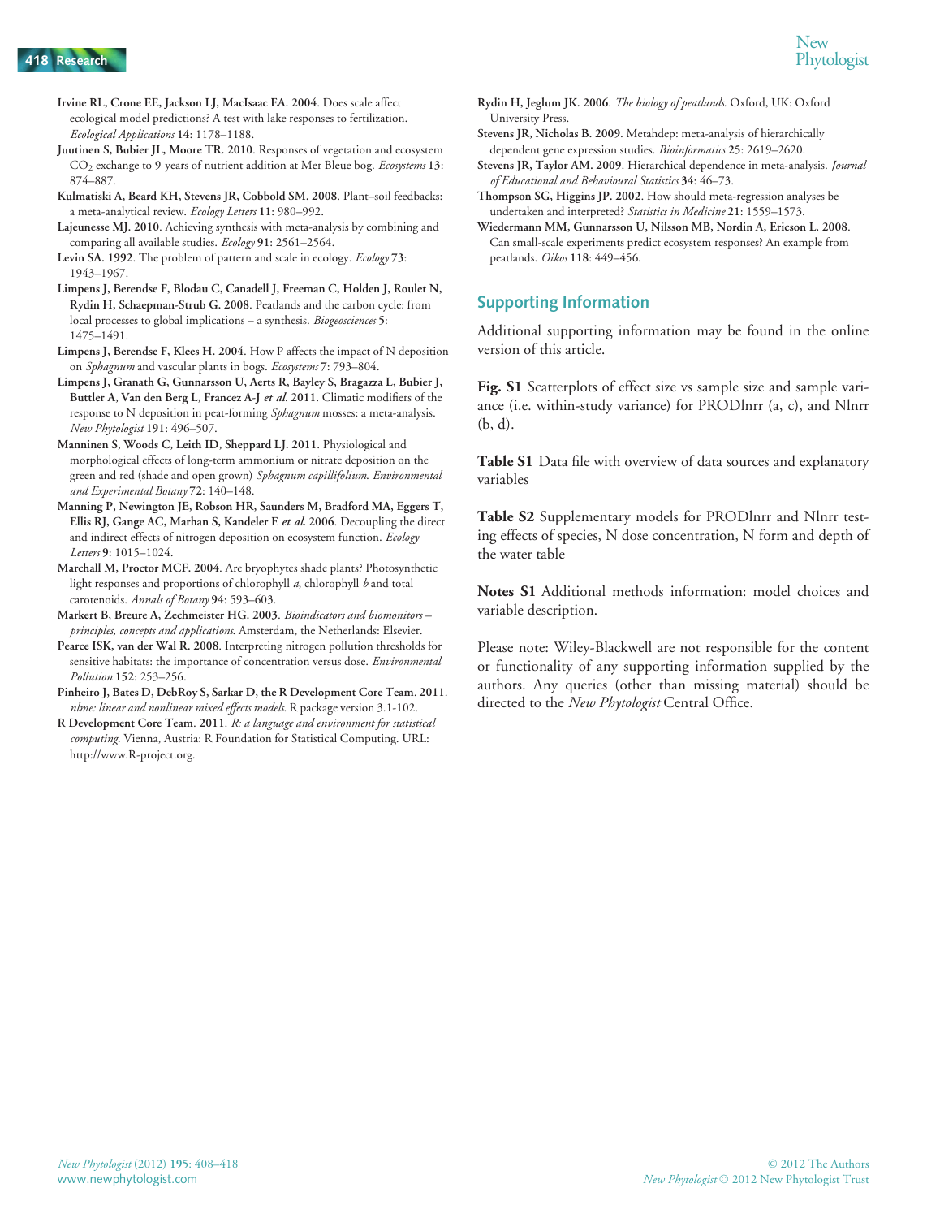**Irvine RL, Crone EE, Jackson LJ, MacIsaac EA. 2004**. Does scale affect ecological model predictions? A test with lake responses to fertilization. *Ecological Applications* **14**: 1178–1188.

**Juutinen S, Bubier JL, Moore TR. 2010**. Responses of vegetation and ecosystem $CO_2$ exchange to 9 years of nutrient addition at Mer Bleue bog. *Ecosystems* **13**: 874–887.

**Kulmatiski A, Beard KH, Stevens JR, Cobbold SM. 2008**. Plant–soil feedbacks: a meta-analytical review. *Ecology Letters* **11**: 980–992.

**Lajeunesse MJ. 2010**. Achieving synthesis with meta-analysis by combining and comparing all available studies. *Ecology* **91**: 2561–2564.

**Levin SA. 1992**. The problem of pattern and scale in ecology. *Ecology* **73**: 1943–1967.

**Limpens J, Berendse F, Blodau C, Canadell J, Freeman C, Holden J, Roulet N, Rydin H, Schaepman-Strub G. 2008**. Peatlands and the carbon cycle: from local processes to global implications – a synthesis. *Biogeosciences* **5**: 1475–1491.

**Limpens J, Berendse F, Klees H. 2004**. How P affects the impact of N deposition on *Sphagnum* and vascular plants in bogs. *Ecosystems* **7**: 793–804.

**Limpens J, Granath G, Gunnarsson U, Aerts R, Bayley S, Bragazza L, Bubier J, Buttler A, Van den Berg L, Francez A-J *et al.* 2011**. Climatic modifiers of the response to N deposition in peat-forming *Sphagnum* mosses: a meta-analysis. *New Phytologist* **191**: 496–507.

**Manninen S, Woods C, Leith ID, Sheppard LJ. 2011**. Physiological and morphological effects of long-term ammonium or nitrate deposition on the green and red (shade and open grown) *Sphagnum capillifolium*. *Environmental and Experimental Botany* **72**: 140–148.

**Manning P, Newington JE, Robson HR, Saunders M, Bradford MA, Eggers T, Ellis RJ, Gange AC, Marhan S, Kandeler E *et al.* 2006**. Decoupling the direct and indirect effects of nitrogen deposition on ecosystem function. *Ecology Letters* **9**: 1015–1024.

**Marchall M, Proctor MCF. 2004**. Are bryophytes shade plants? Photosynthetic light responses and proportions of chlorophyll *a*, chlorophyll *b* and total carotenoids. *Annals of Botany* **94**: 593–603.

**Markert B, Breure A, Zechmeister HG. 2003**. *Bioindicators and biomonitors – principles, concepts and applications*. Amsterdam, the Netherlands: Elsevier.

**Pearce ISK, van der Wal R. 2008**. Interpreting nitrogen pollution thresholds for sensitive habitats: the importance of concentration versus dose. *Environmental Pollution* **152**: 253–256.

**Pinheiro J, Bates D, DebRoy S, Sarkar D, the R Development Core Team. 2011**. *nlme: linear and nonlinear mixed effects models*. R package version 3.1-102.

**R Development Core Team. 2011**. *R: a language and environment for statistical computing*. Vienna, Austria: R Foundation for Statistical Computing. URL: http://www.R-project.org.

**Rydin H, Jeglum JK. 2006**. *The biology of peatlands*. Oxford, UK: Oxford University Press.

**Stevens JR, Nicholas B. 2009**. Metahdep: meta-analysis of hierarchically dependent gene expression studies. *Bioinformatics* **25**: 2619–2620.

**Stevens JR, Taylor AM. 2009**. Hierarchical dependence in meta-analysis. *Journal of Educational and Behavioural Statistics* **34**: 46–73.

**Thompson SG, Higgins JP. 2002**. How should meta-regression analyses be undertaken and interpreted? *Statistics in Medicine* **21**: 1559–1573.

**Wiedermann MM, Gunnarsson U, Nilsson MB, Nordin A, Ericson L. 2008**. Can small-scale experiments predict ecosystem responses? An example from peatlands. *Oikos* **118**: 449–456.

## Supporting Information

Additional supporting information may be found in the online version of this article.

**Fig. S1** Scatterplots of effect size vs sample size and sample variance (i.e. within-study variance) for PRODlnrr (a, c), and Nlnrr (b, d).

**Table S1** Data file with overview of data sources and explanatory variables

**Table S2** Supplementary models for PRODlnrr and Nlnrr testing effects of species, N dose concentration, N form and depth of the water table

**Notes S1** Additional methods information: model choices and variable description.

Please note: Wiley-Blackwell are not responsible for the content or functionality of any supporting information supplied by the authors. Any queries (other than missing material) should be directed to the *New Phytologist* Central Office.